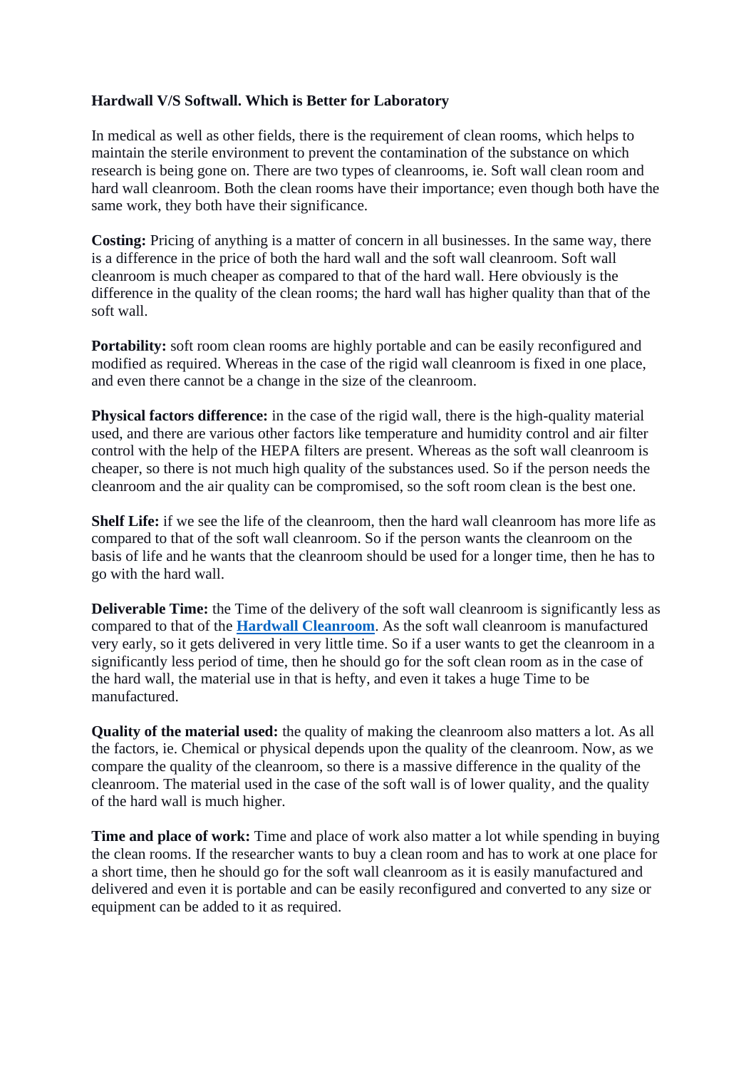**Hardwall V/S Softwall. Which is Better for Laboratory**

In medical as well as other fields, there is the requirement of clean rooms, which helps to maintain the sterile environment to prevent the contamination of the substance on which research is being gone on. There are two types of cleanrooms, ie. Soft wall clean room and hard wall cleanroom. Both the clean rooms have their importance; even though both have the same work, they both have their significance.

**Costing:** Pricing of anything is a matter of concern in all businesses. In the same way, there is a difference in the price of both the hard wall and the soft wall cleanroom. Soft wall cleanroom is much cheaper as compared to that of the hard wall. Here obviously is the difference in the quality of the clean rooms; the hard wall has higher quality than that of the soft wall.

**Portability:** soft room clean rooms are highly portable and can be easily reconfigured and modified as required. Whereas in the case of the rigid wall cleanroom is fixed in one place, and even there cannot be a change in the size of the cleanroom.

**Physical factors difference:** in the case of the rigid wall, there is the high-quality material used, and there are various other factors like temperature and humidity control and air filter control with the help of the HEPA filters are present. Whereas as the soft wall cleanroom is cheaper, so there is not much high quality of the substances used. So if the person needs the cleanroom and the air quality can be compromised, so the soft room clean is the best one.

**Shelf Life:** if we see the life of the cleanroom, then the hard wall cleanroom has more life as compared to that of the soft wall cleanroom. So if the person wants the cleanroom on the basis of life and he wants that the cleanroom should be used for a longer time, then he has to go with the hard wall.

**Deliverable Time:** the Time of the delivery of the soft wall cleanroom is significantly less as compared to that of the **Hardwall Cleanroom**. As the soft wall cleanroom is manufactured very early, so it gets delivered in very little time. So if a user wants to get the cleanroom in a significantly less period of time, then he should go for the soft clean room as in the case of the hard wall, the material use in that is hefty, and even it takes a huge Time to be manufactured.

**Quality of the material used:** the quality of making the cleanroom also matters a lot. As all the factors, ie. Chemical or physical depends upon the quality of the cleanroom. Now, as we compare the quality of the cleanroom, so there is a massive difference in the quality of the cleanroom. The material used in the case of the soft wall is of lower quality, and the quality of the hard wall is much higher.

**Time and place of work:** Time and place of work also matter a lot while spending in buying the clean rooms. If the researcher wants to buy a clean room and has to work at one place for a short time, then he should go for the soft wall cleanroom as it is easily manufactured and delivered and even it is portable and can be easily reconfigured and converted to any size or equipment can be added to it as required.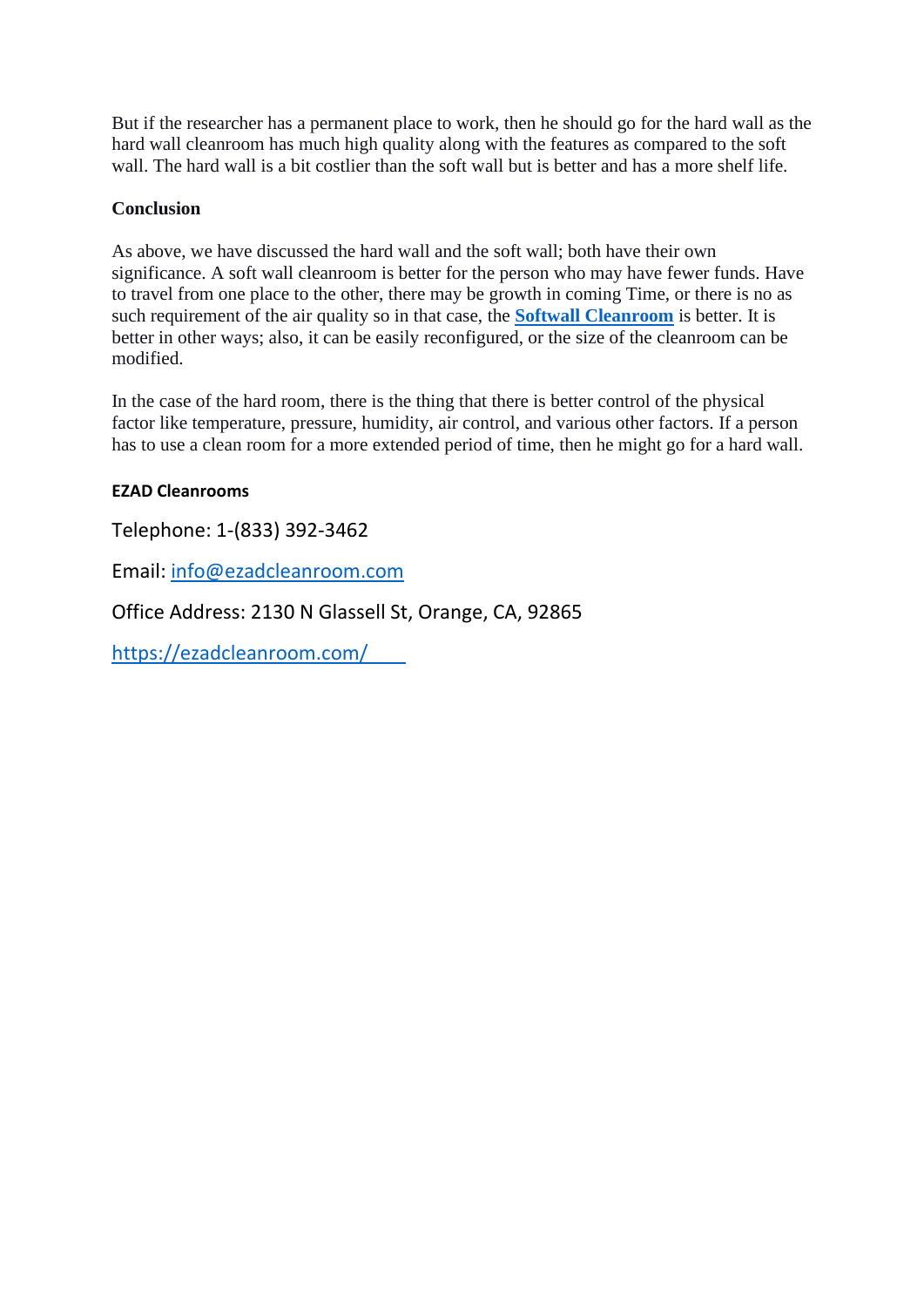But if the researcher has a permanent place to work, then he should go for the hard wall as the hard wall cleanroom has much high quality along with the features as compared to the soft wall. The hard wall is a bit costlier than the soft wall but is better and has a more shelf life.

**Conclusion**

As above, we have discussed the hard wall and the soft wall; both have their own significance. A soft wall cleanroom is better for the person who may have fewer funds. Have to travel from one place to the other, there may be growth in coming Time, or there is no as such requirement of the air quality so in that case, the **Softwall Cleanroom** is better. It is better in other ways; also, it can be easily reconfigured, or the size of the cleanroom can be modified.

In the case of the hard room, there is the thing that there is better control of the physical factor like temperature, pressure, humidity, air control, and various other factors. If a person has to use a clean room for a more extended period of time, then he might go for a hard wall.

**EZAD Cleanrooms**

Telephone: 1-(833) 392-3462

Email: info@ezadcleanroom.com

Office Address: 2130 N Glassell St, Orange, CA, 92865

https://ezadcleanroom.com/